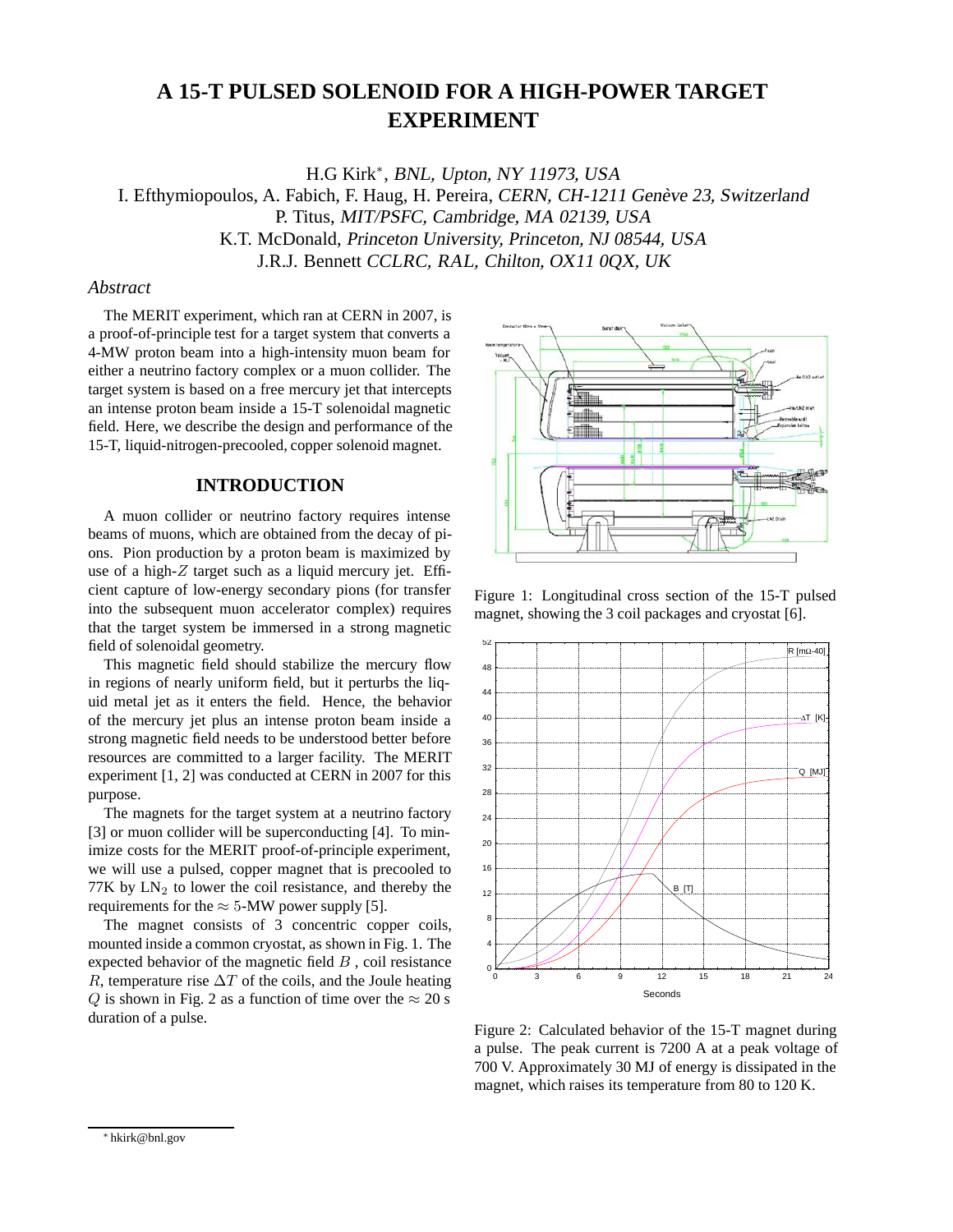# A 15-T PULSED SOLENOID FOR A HIGH-POWER TARGET EXPERIMENT

H.G Kirk*, *BNL, Upton, NY 11973, USA*
I. Efthymiopoulos, A. Fabich, F. Haug, H. Pereira, *CERN, CH-1211 Genève 23, Switzerland*
P. Titus, *MIT/PSFC, Cambridge, MA 02139, USA*
K.T. McDonald, *Princeton University, Princeton, NJ 08544, USA*
J.R.J. Bennett *CCLRC, RAL, Chilton, OX11 0QX, UK*

## *Abstract*

The MERIT experiment, which ran at CERN in 2007, is a proof-of-principle test for a target system that converts a 4-MW proton beam into a high-intensity muon beam for either a neutrino factory complex or a muon collider. The target system is based on a free mercury jet that intercepts an intense proton beam inside a 15-T solenoidal magnetic field. Here, we describe the design and performance of the 15-T, liquid-nitrogen-precooled, copper solenoid magnet.

## INTRODUCTION

A muon collider or neutrino factory requires intense beams of muons, which are obtained from the decay of pions. Pion production by a proton beam is maximized by use of a high-$Z$ target such as a liquid mercury jet. Efficient capture of low-energy secondary pions (for transfer into the subsequent muon accelerator complex) requires that the target system be immersed in a strong magnetic field of solenoidal geometry.

This magnetic field should stabilize the mercury flow in regions of nearly uniform field, but it perturbs the liquid metal jet as it enters the field. Hence, the behavior of the mercury jet plus an intense proton beam inside a strong magnetic field needs to be understood better before resources are committed to a larger facility. The MERIT experiment [1, 2] was conducted at CERN in 2007 for this purpose.

The magnets for the target system at a neutrino factory [3] or muon collider will be superconducting [4]. To minimize costs for the MERIT proof-of-principle experiment, we will use a pulsed, copper magnet that is precooled to 77K by $LN_2$ to lower the coil resistance, and thereby the requirements for the $\approx 5$-MW power supply [5].

The magnet consists of 3 concentric copper coils, mounted inside a common cryostat, as shown in Fig. 1. The expected behavior of the magnetic field $B$, coil resistance $R$, temperature rise $\Delta T$ of the coils, and the Joule heating $Q$ is shown in Fig. 2 as a function of time over the $\approx 20$ s duration of a pulse.

Figure 1: Longitudinal cross section of the 15-T pulsed magnet, showing the 3 coil packages and cryostat [6].

Figure 2: Calculated behavior of the 15-T magnet during a pulse. The peak current is 7200 A at a peak voltage of 700 V. Approximately 30 MJ of energy is dissipated in the magnet, which raises its temperature from 80 to 120 K.

* hkirk@bnl.gov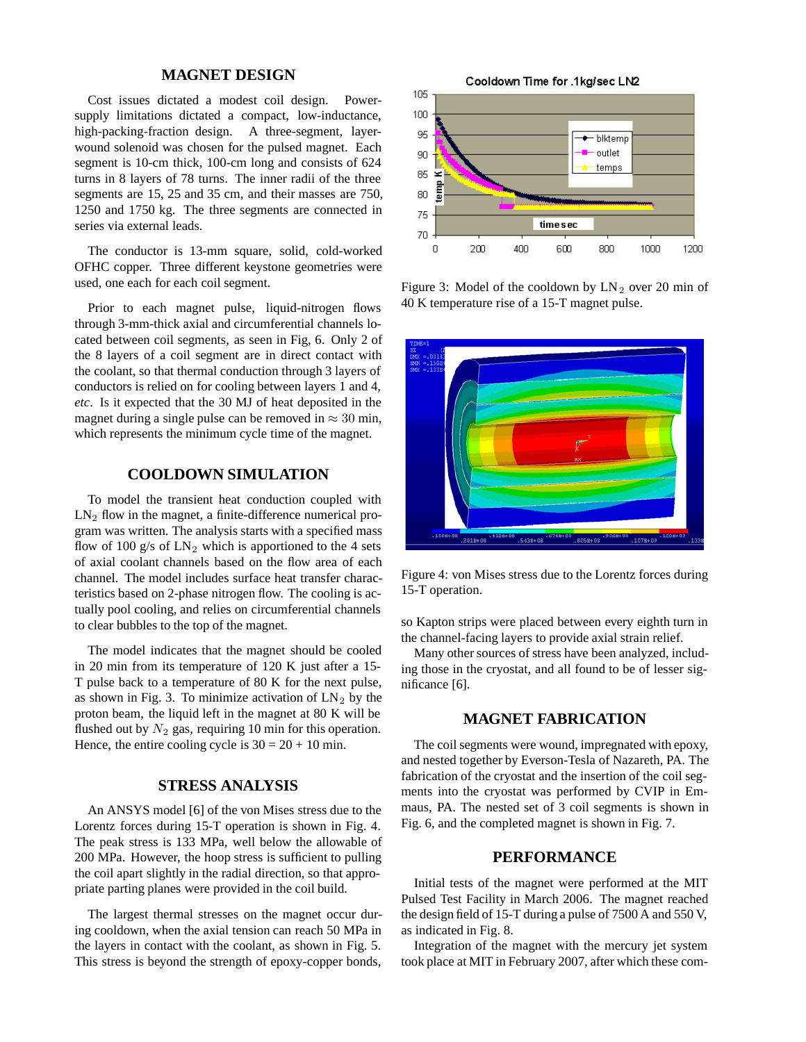## MAGNET DESIGN

Cost issues dictated a modest coil design. Power-supply limitations dictated a compact, low-inductance, high-packing-fraction design. A three-segment, layer-wound solenoid was chosen for the pulsed magnet. Each segment is 10-cm thick, 100-cm long and consists of 624 turns in 8 layers of 78 turns. The inner radii of the three segments are 15, 25 and 35 cm, and their masses are 750, 1250 and 1750 kg. The three segments are connected in series via external leads.

The conductor is 13-mm square, solid, cold-worked OFHC copper. Three different keystone geometries were used, one each for each coil segment.

Prior to each magnet pulse, liquid-nitrogen flows through 3-mm-thick axial and circumferential channels located between coil segments, as seen in Fig, 6. Only 2 of the 8 layers of a coil segment are in direct contact with the coolant, so that thermal conduction through 3 layers of conductors is relied on for cooling between layers 1 and 4, *etc*. Is it expected that the 30 MJ of heat deposited in the magnet during a single pulse can be removed in $\approx 30$ min, which represents the minimum cycle time of the magnet.

## COOLDOWN SIMULATION

To model the transient heat conduction coupled with $LN_2$ flow in the magnet, a finite-difference numerical program was written. The analysis starts with a specified mass flow of 100 g/s of $LN_2$ which is apportioned to the 4 sets of axial coolant channels based on the flow area of each channel. The model includes surface heat transfer characteristics based on 2-phase nitrogen flow. The cooling is actually pool cooling, and relies on circumferential channels to clear bubbles to the top of the magnet.

The model indicates that the magnet should be cooled in 20 min from its temperature of 120 K just after a 15-T pulse back to a temperature of 80 K for the next pulse, as shown in Fig. 3. To minimize activation of $LN_2$ by the proton beam, the liquid left in the magnet at 80 K will be flushed out by $N_2$ gas, requiring 10 min for this operation. Hence, the entire cooling cycle is 30 = 20 + 10 min.

## STRESS ANALYSIS

An ANSYS model [6] of the von Mises stress due to the Lorentz forces during 15-T operation is shown in Fig. 4. The peak stress is 133 MPa, well below the allowable of 200 MPa. However, the hoop stress is sufficient to pulling the coil apart slightly in the radial direction, so that appropriate parting planes were provided in the coil build.

The largest thermal stresses on the magnet occur during cooldown, when the axial tension can reach 50 MPa in the layers in contact with the coolant, as shown in Fig. 5. This stress is beyond the strength of epoxy-copper bonds, so Kapton strips were placed between every eighth turn in the channel-facing layers to provide axial strain relief.

Many other sources of stress have been analyzed, including those in the cryostat, and all found to be of lesser significance [6].

Figure 3: Model of the cooldown by $LN_2$ over 20 min of 40 K temperature rise of a 15-T magnet pulse.

Figure 4: von Mises stress due to the Lorentz forces during 15-T operation.

## MAGNET FABRICATION

The coil segments were wound, impregnated with epoxy, and nested together by Everson-Tesla of Nazareth, PA. The fabrication of the cryostat and the insertion of the coil segments into the cryostat was performed by CVIP in Emmaus, PA. The nested set of 3 coil segments is shown in Fig. 6, and the completed magnet is shown in Fig. 7.

## PERFORMANCE

Initial tests of the magnet were performed at the MIT Pulsed Test Facility in March 2006. The magnet reached the design field of 15-T during a pulse of 7500 A and 550 V, as indicated in Fig. 8.

Integration of the magnet with the mercury jet system took place at MIT in February 2007, after which these com-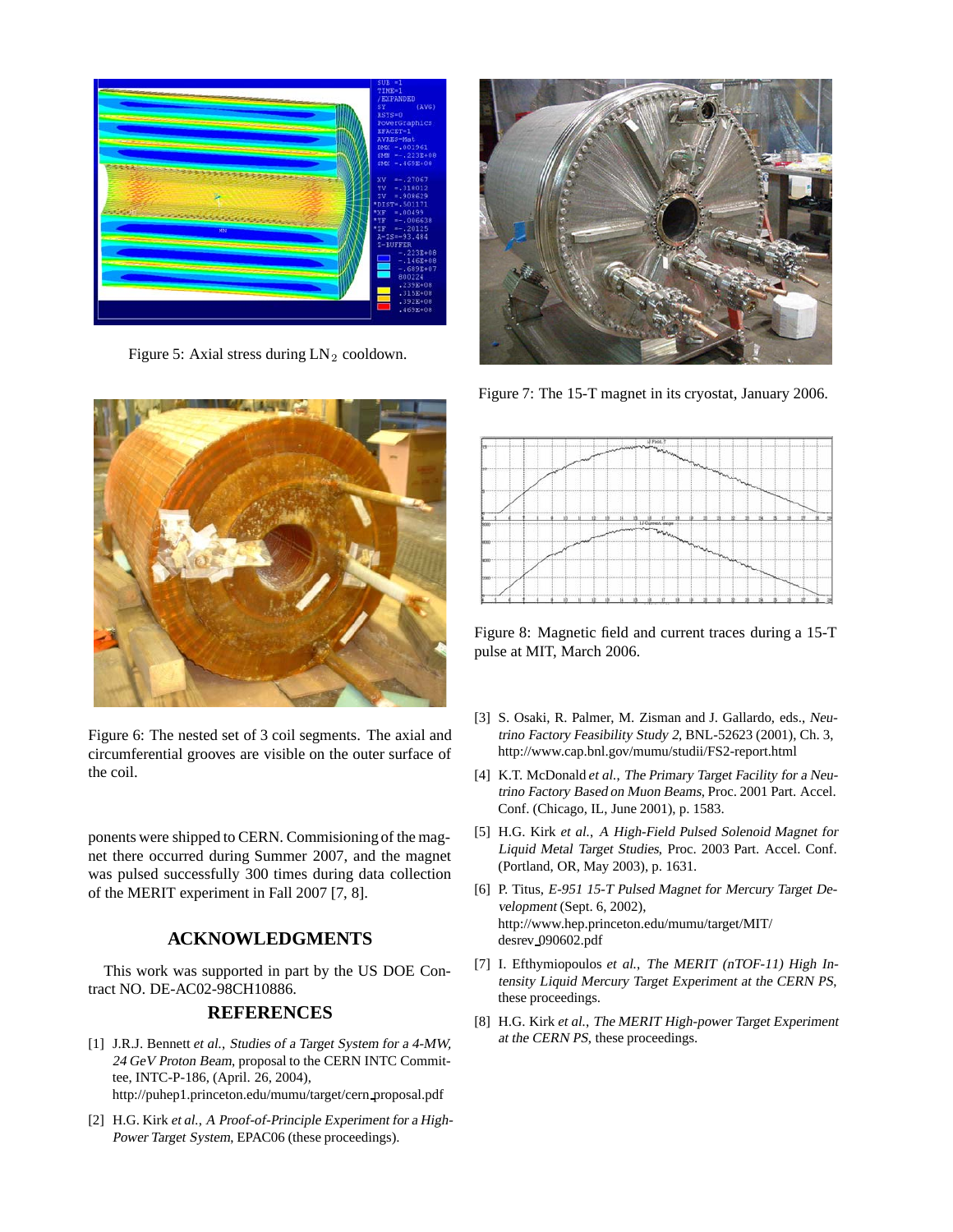Figure 5: Axial stress during $LN_2$ cooldown.

Figure 6: The nested set of 3 coil segments. The axial and circumferential grooves are visible on the outer surface of the coil.

ponents were shipped to CERN. Commisioning of the magnet there occurred during Summer 2007, and the magnet was pulsed successfully 300 times during data collection of the MERIT experiment in Fall 2007 [7, 8].

Figure 7: The 15-T magnet in its cryostat, January 2006.

Figure 8: Magnetic field and current traces during a 15-T pulse at MIT, March 2006.

## ACKNOWLEDGMENTS

This work was supported in part by the US DOE Contract NO. DE-AC02-98CH10886.

## REFERENCES

[1] J.R.J. Bennett *et al.*, *Studies of a Target System for a 4-MW, 24 GeV Proton Beam*, proposal to the CERN INTC Committee, INTC-P-186, (April. 26, 2004), http://puhep1.princeton.edu/mumu/target/cern_proposal.pdf

[2] H.G. Kirk *et al.*, *A Proof-of-Principle Experiment for a High-Power Target System*, EPAC06 (these proceedings).

[3] S. Osaki, R. Palmer, M. Zisman and J. Gallardo, eds., *Neutrino Factory Feasibility Study 2*, BNL-52623 (2001), Ch. 3, http://www.cap.bnl.gov/mumu/studii/FS2-report.html

[4] K.T. McDonald *et al.*, *The Primary Target Facility for a Neutrino Factory Based on Muon Beams*, Proc. 2001 Part. Accel. Conf. (Chicago, IL, June 2001), p. 1583.

[5] H.G. Kirk *et al.*, *A High-Field Pulsed Solenoid Magnet for Liquid Metal Target Studies*, Proc. 2003 Part. Accel. Conf. (Portland, OR, May 2003), p. 1631.

[6] P. Titus, *E-951 15-T Pulsed Magnet for Mercury Target Development* (Sept. 6, 2002), http://www.hep.princeton.edu/mumu/target/MIT/desrev_090602.pdf

[7] I. Efthymiopoulos *et al.*, *The MERIT (nTOF-11) High Intensity Liquid Mercury Target Experiment at the CERN PS*, these proceedings.

[8] H.G. Kirk *et al.*, *The MERIT High-power Target Experiment at the CERN PS*, these proceedings.